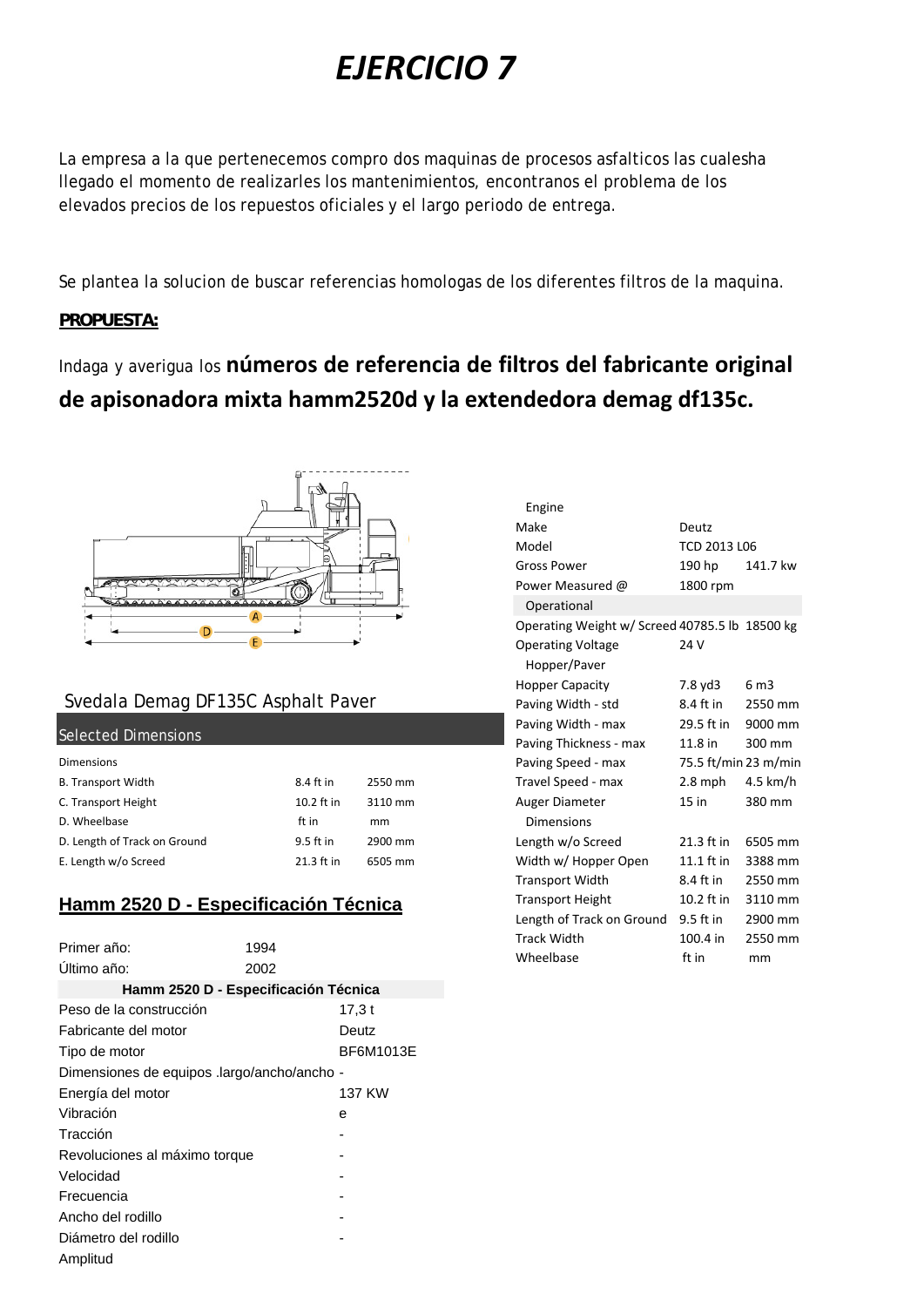# EJERCICIO 7

La empresa a la que pertenecemos compro dos maquinas de procesos asfalticos las cualesha llegado el momento de realizarles los mantenimientos, encontranos el problema de los elevados precios de los repuestos oficiales y el largo periodo de entrega.

Se plantea la solucion de buscar referencias homologas de los diferentes filtros de la maquina.

**PROPUESTA:**

Indaga y averigua los **números de referencia de filtros del fabricante original de apisonadora mixta hamm2520d y la extendedora demag df135c.**

## Svedala Demag DF135C Asphalt Paver

| Selected Dimensions | | |
|---|---|---|
| Dimensions | | |
| B. Transport Width | 8.4 ft in | 2550 mm |
| C. Transport Height | 10.2 ft in | 3110 mm |
| D. Wheelbase | ft in | mm |
| D. Length of Track on Ground | 9.5 ft in | 2900 mm |
| E. Length w/o Screed | 21.3 ft in | 6505 mm |

| Engine | | |
|---|---|---|
| Make | Deutz | |
| Model | TCD 2013 L06 | |
| Gross Power | 190 hp | 141.7 kw |
| Power Measured @ | 1800 rpm | |
| **Operational** | | |
| Operating Weight w/ Screed | 40785.5 lb | 18500 kg |
| Operating Voltage | 24 V | |
| **Hopper/Paver** | | |
| Hopper Capacity | 7.8 yd3 | 6 m3 |
| Paving Width - std | 8.4 ft in | 2550 mm |
| Paving Width - max | 29.5 ft in | 9000 mm |
| Paving Thickness - max | 11.8 in | 300 mm |
| Paving Speed - max | 75.5 ft/min | 23 m/min |
| Travel Speed - max | 2.8 mph | 4.5 km/h |
| Auger Diameter | 15 in | 380 mm |
| **Dimensions** | | |
| Length w/o Screed | 21.3 ft in | 6505 mm |
| Width w/ Hopper Open | 11.1 ft in | 3388 mm |
| Transport Width | 8.4 ft in | 2550 mm |
| Transport Height | 10.2 ft in | 3110 mm |
| Length of Track on Ground | 9.5 ft in | 2900 mm |
| Track Width | 100.4 in | 2550 mm |
| Wheelbase | ft in | mm |

## Hamm 2520 D - Especificación Técnica

Primer año: 1994

Último año: 2002

| Hamm 2520 D - Especificación Técnica | |
|---|---|
| Peso de la construcción | 17,3 t |
| Fabricante del motor | Deutz |
| Tipo de motor | BF6M1013E |
| Dimensiones de equipos .largo/ancho/ancho | - |
| Energía del motor | 137 KW |
| Vibración | e |
| Tracción | - |
| Revoluciones al máximo torque | - |
| Velocidad | - |
| Frecuencia | - |
| Ancho del rodillo | - |
| Diámetro del rodillo | - |
| Amplitud | |